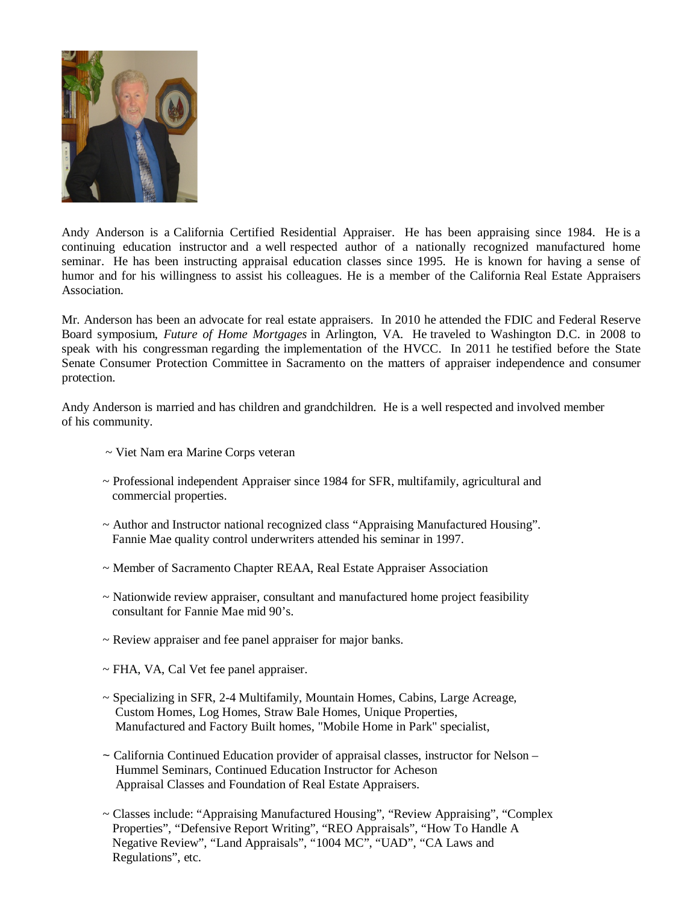Andy Anderson is a California Certified Residential Appraiser. He has been appraising since 1984. He is a continuing education instructor and a well respected author of a nationally recognized manufactured home seminar. He has been instructing appraisal education classes since 1995. He is known for having a sense of humor and for his willingness to assist his colleagues. He is a member of the California Real Estate Appraisers Association.

Mr. Anderson has been an advocate for real estate appraisers. In 2010 he attended the FDIC and Federal Reserve Board symposium, *Future of Home Mortgages* in Arlington, VA. He traveled to Washington D.C. in 2008 to speak with his congressman regarding the implementation of the HVCC. In 2011 he testified before the State Senate Consumer Protection Committee in Sacramento on the matters of appraiser independence and consumer protection.

Andy Anderson is married and has children and grandchildren. He is a well respected and involved member of his community.

~ Viet Nam era Marine Corps veteran

~ Professional independent Appraiser since 1984 for SFR, multifamily, agricultural and commercial properties.

~ Author and Instructor national recognized class "Appraising Manufactured Housing". Fannie Mae quality control underwriters attended his seminar in 1997.

~ Member of Sacramento Chapter REAA, Real Estate Appraiser Association

~ Nationwide review appraiser, consultant and manufactured home project feasibility consultant for Fannie Mae mid 90's.

~ Review appraiser and fee panel appraiser for major banks.

~ FHA, VA, Cal Vet fee panel appraiser.

~ Specializing in SFR, 2-4 Multifamily, Mountain Homes, Cabins, Large Acreage, Custom Homes, Log Homes, Straw Bale Homes, Unique Properties, Manufactured and Factory Built homes, "Mobile Home in Park" specialist,

~ California Continued Education provider of appraisal classes, instructor for Nelson – Hummel Seminars, Continued Education Instructor for Acheson Appraisal Classes and Foundation of Real Estate Appraisers.

~ Classes include: "Appraising Manufactured Housing", "Review Appraising", "Complex Properties", "Defensive Report Writing", "REO Appraisals", "How To Handle A Negative Review", "Land Appraisals", "1004 MC", "UAD", "CA Laws and Regulations", etc.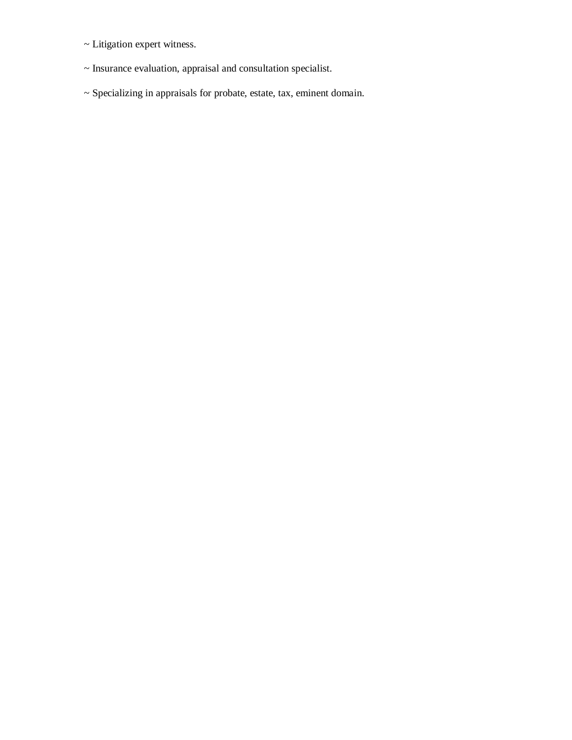~ Litigation expert witness.

~ Insurance evaluation, appraisal and consultation specialist.

~ Specializing in appraisals for probate, estate, tax, eminent domain.